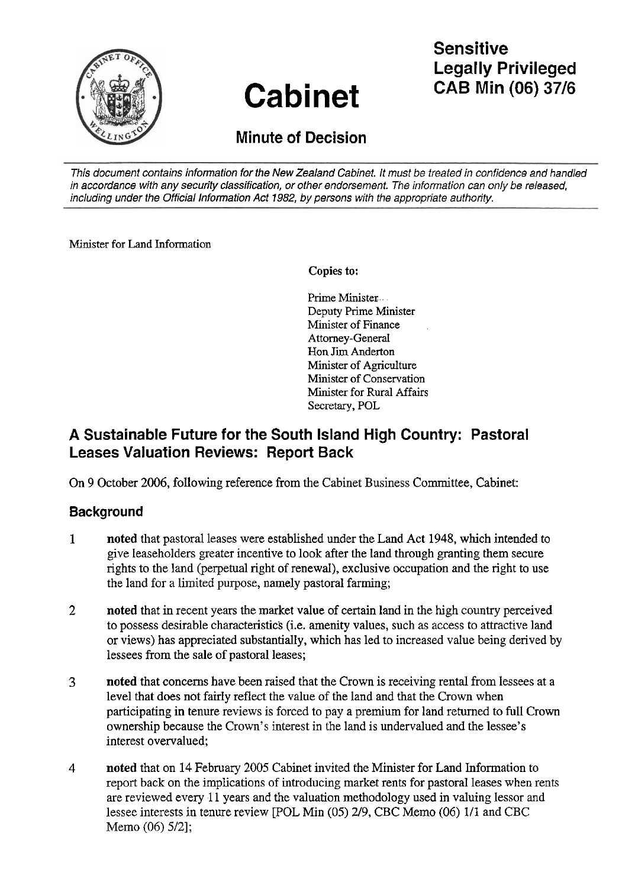# Cabinet

## Minute of Decision

**Sensitive**
**Legally Privileged**
**CAB Min (06) 37/6**

*This document contains information for the New Zealand Cabinet. It must be treated in confidence and handled in accordance with any security classification, or other endorsement. The information can only be released, including under the Official Information Act 1982, by persons with the appropriate authority.*

Minister for Land Information

**Copies to:**

Prime Minister
Deputy Prime Minister
Minister of Finance
Attorney-General
Hon Jim Anderton
Minister of Agriculture
Minister of Conservation
Minister for Rural Affairs
Secretary, POL

## A Sustainable Future for the South Island High Country: Pastoral Leases Valuation Reviews: Report Back

On 9 October 2006, following reference from the Cabinet Business Committee, Cabinet:

### Background

1 **noted** that pastoral leases were established under the Land Act 1948, which intended to give leaseholders greater incentive to look after the land through granting them secure rights to the land (perpetual right of renewal), exclusive occupation and the right to use the land for a limited purpose, namely pastoral farming;

2 **noted** that in recent years the market value of certain land in the high country perceived to possess desirable characteristics (i.e. amenity values, such as access to attractive land or views) has appreciated substantially, which has led to increased value being derived by lessees from the sale of pastoral leases;

3 **noted** that concerns have been raised that the Crown is receiving rental from lessees at a level that does not fairly reflect the value of the land and that the Crown when participating in tenure reviews is forced to pay a premium for land returned to full Crown ownership because the Crown's interest in the land is undervalued and the lessee's interest overvalued;

4 **noted** that on 14 February 2005 Cabinet invited the Minister for Land Information to report back on the implications of introducing market rents for pastoral leases when rents are reviewed every 11 years and the valuation methodology used in valuing lessor and lessee interests in tenure review [POL Min (05) 2/9, CBC Memo (06) 1/1 and CBC Memo (06) 5/2];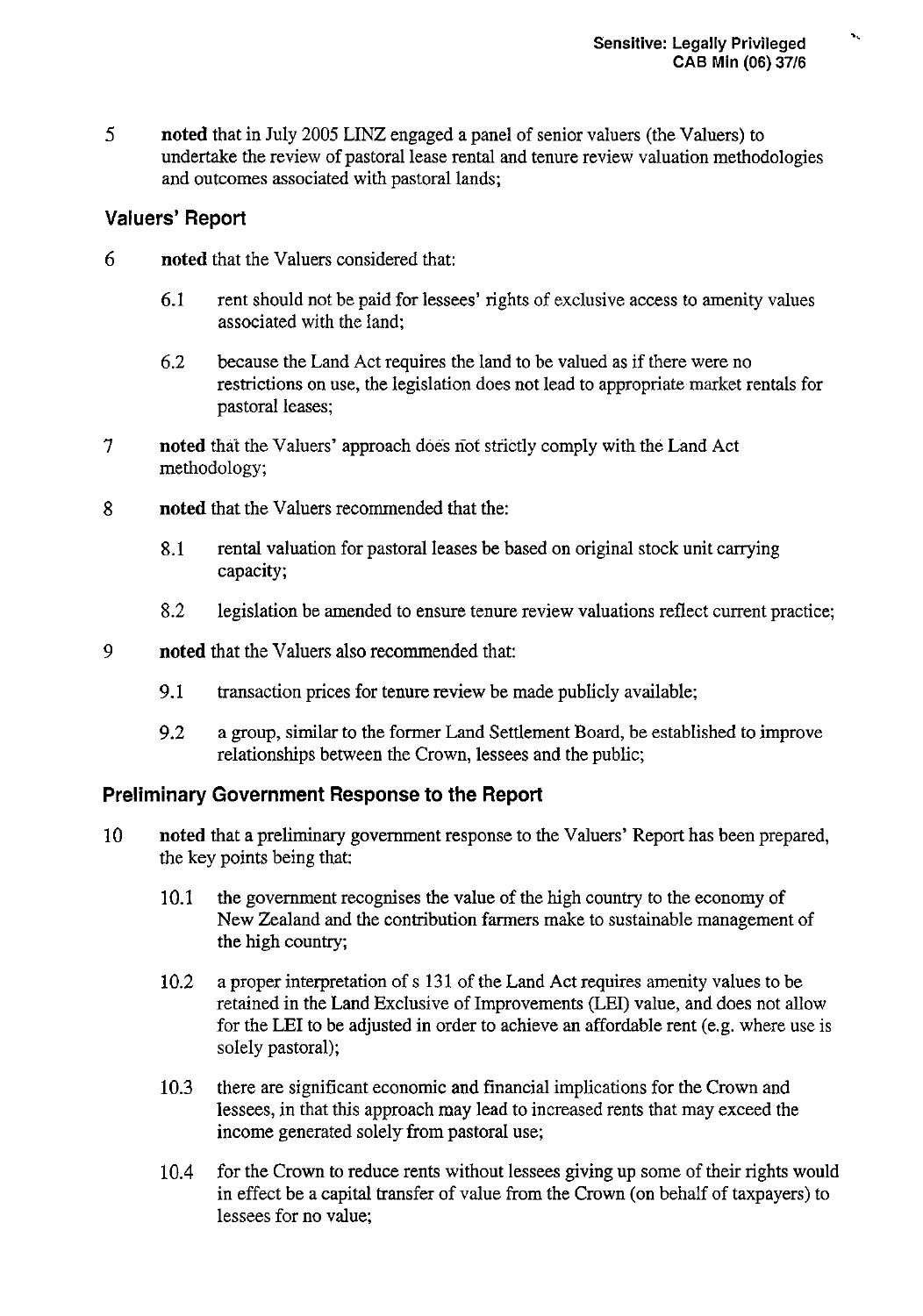5 **noted** that in July 2005 LINZ engaged a panel of senior valuers (the Valuers) to undertake the review of pastoral lease rental and tenure review valuation methodologies and outcomes associated with pastoral lands;

## Valuers' Report

6 **noted** that the Valuers considered that:

 6.1 rent should not be paid for lessees' rights of exclusive access to amenity values associated with the land;

 6.2 because the Land Act requires the land to be valued as if there were no restrictions on use, the legislation does not lead to appropriate market rentals for pastoral leases;

7 **noted** that the Valuers' approach does not strictly comply with the Land Act methodology;

8 **noted** that the Valuers recommended that the:

 8.1 rental valuation for pastoral leases be based on original stock unit carrying capacity;

 8.2 legislation be amended to ensure tenure review valuations reflect current practice;

9 **noted** that the Valuers also recommended that:

 9.1 transaction prices for tenure review be made publicly available;

 9.2 a group, similar to the former Land Settlement Board, be established to improve relationships between the Crown, lessees and the public;

## Preliminary Government Response to the Report

10 **noted** that a preliminary government response to the Valuers' Report has been prepared, the key points being that:

 10.1 the government recognises the value of the high country to the economy of New Zealand and the contribution farmers make to sustainable management of the high country;

 10.2 a proper interpretation of s 131 of the Land Act requires amenity values to be retained in the Land Exclusive of Improvements (LEI) value, and does not allow for the LEI to be adjusted in order to achieve an affordable rent (e.g. where use is solely pastoral);

 10.3 there are significant economic and financial implications for the Crown and lessees, in that this approach may lead to increased rents that may exceed the income generated solely from pastoral use;

 10.4 for the Crown to reduce rents without lessees giving up some of their rights would in effect be a capital transfer of value from the Crown (on behalf of taxpayers) to lessees for no value;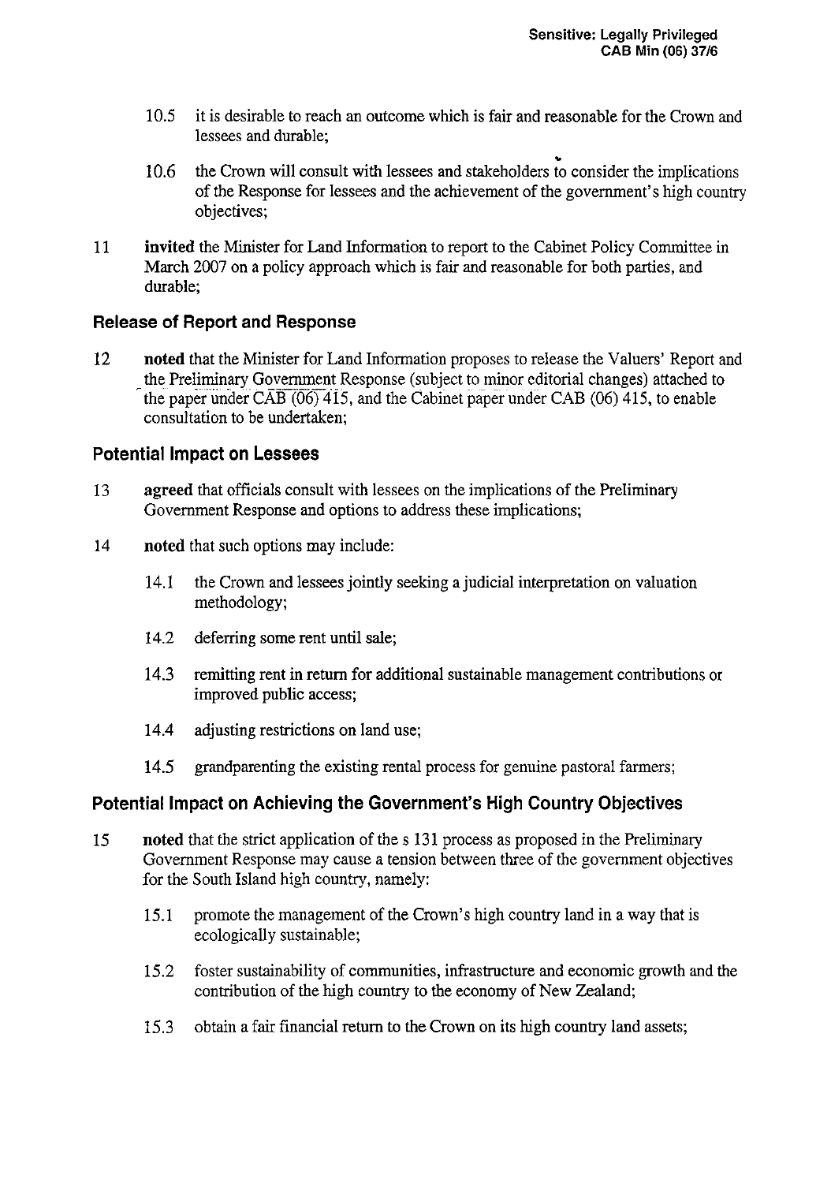10.5 it is desirable to reach an outcome which is fair and reasonable for the Crown and lessees and durable;

10.6 the Crown will consult with lessees and stakeholders to consider the implications of the Response for lessees and the achievement of the government's high country objectives;

11 **invited** the Minister for Land Information to report to the Cabinet Policy Committee in March 2007 on a policy approach which is fair and reasonable for both parties, and durable;

## Release of Report and Response

12 **noted** that the Minister for Land Information proposes to release the Valuers' Report and the Preliminary Government Response (subject to minor editorial changes) attached to the paper under CAB (06) 415, and the Cabinet paper under CAB (06) 415, to enable consultation to be undertaken;

## Potential Impact on Lessees

13 **agreed** that officials consult with lessees on the implications of the Preliminary Government Response and options to address these implications;

14 **noted** that such options may include:

14.1 the Crown and lessees jointly seeking a judicial interpretation on valuation methodology;

14.2 deferring some rent until sale;

14.3 remitting rent in return for additional sustainable management contributions or improved public access;

14.4 adjusting restrictions on land use;

14.5 grandparenting the existing rental process for genuine pastoral farmers;

## Potential Impact on Achieving the Government's High Country Objectives

15 **noted** that the strict application of the s 131 process as proposed in the Preliminary Government Response may cause a tension between three of the government objectives for the South Island high country, namely:

15.1 promote the management of the Crown's high country land in a way that is ecologically sustainable;

15.2 foster sustainability of communities, infrastructure and economic growth and the contribution of the high country to the economy of New Zealand;

15.3 obtain a fair financial return to the Crown on its high country land assets;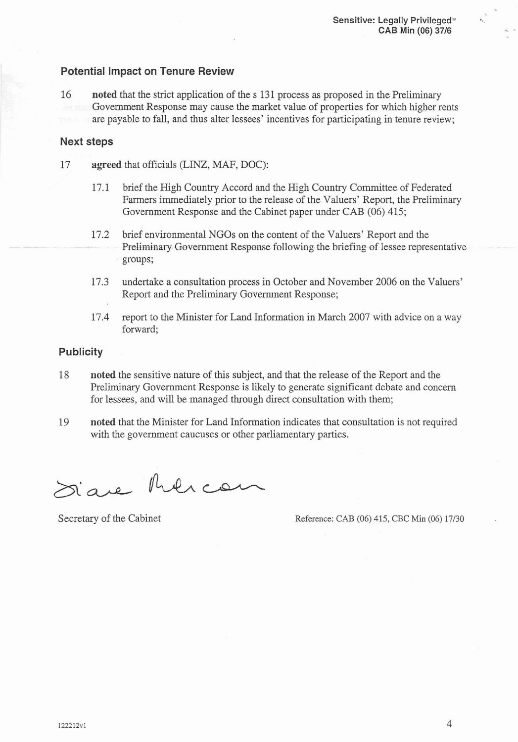## Potential Impact on Tenure Review

16 **noted** that the strict application of the s 131 process as proposed in the Preliminary Government Response may cause the market value of properties for which higher rents are payable to fall, and thus alter lessees' incentives for participating in tenure review;

## Next steps

17 **agreed** that officials (LINZ, MAF, DOC):

17.1 brief the High Country Accord and the High Country Committee of Federated Farmers immediately prior to the release of the Valuers' Report, the Preliminary Government Response and the Cabinet paper under CAB (06) 415;

17.2 brief environmental NGOs on the content of the Valuers' Report and the Preliminary Government Response following the briefing of lessee representative groups;

17.3 undertake a consultation process in October and November 2006 on the Valuers' Report and the Preliminary Government Response;

17.4 report to the Minister for Land Information in March 2007 with advice on a way forward;

## Publicity

18 **noted** the sensitive nature of this subject, and that the release of the Report and the Preliminary Government Response is likely to generate significant debate and concern for lessees, and will be managed through direct consultation with them;

19 **noted** that the Minister for Land Information indicates that consultation is not required with the government caucuses or other parliamentary parties.

Diane Morcom

Secretary of the Cabinet

Reference: CAB (06) 415, CBC Min (06) 17/30